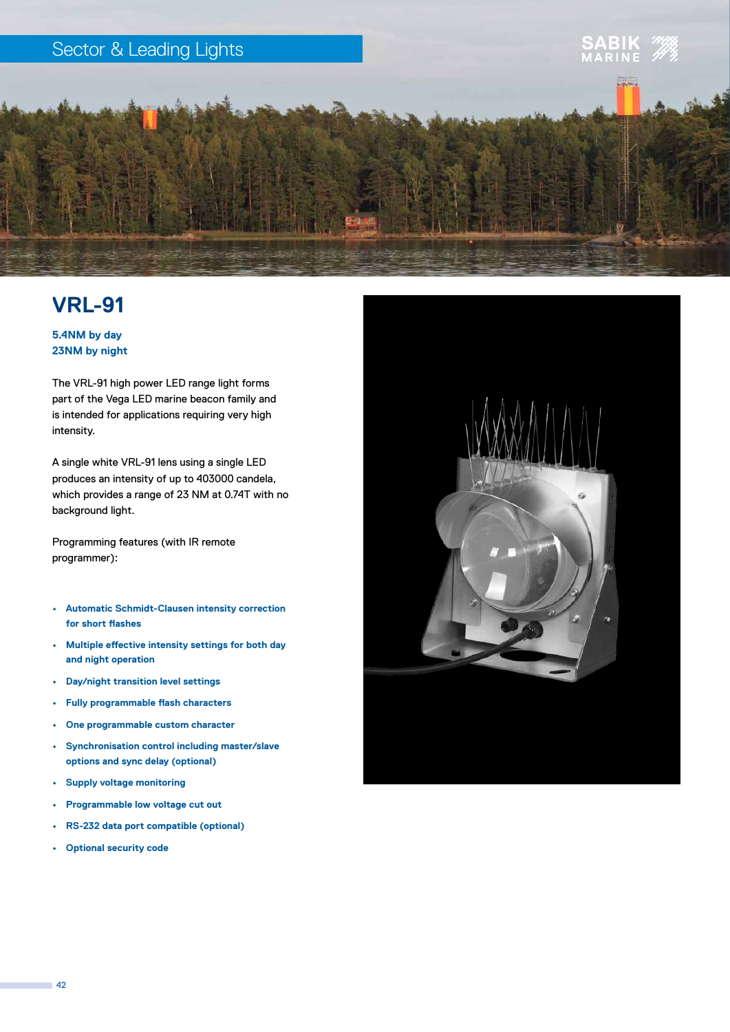Sector & Leading Lights

# VRL-91

**5.4NM by day**
**23NM by night**

The VRL-91 high power LED range light forms part of the Vega LED marine beacon family and is intended for applications requiring very high intensity.

A single white VRL-91 lens using a single LED produces an intensity of up to 403000 candela, which provides a range of 23 NM at 0.74T with no background light.

Programming features (with IR remote programmer):

- **Automatic Schmidt-Clausen intensity correction for short flashes**
- **Multiple effective intensity settings for both day and night operation**
- **Day/night transition level settings**
- **Fully programmable flash characters**
- **One programmable custom character**
- **Synchronisation control including master/slave options and sync delay (optional)**
- **Supply voltage monitoring**
- **Programmable low voltage cut out**
- **RS-232 data port compatible (optional)**
- **Optional security code**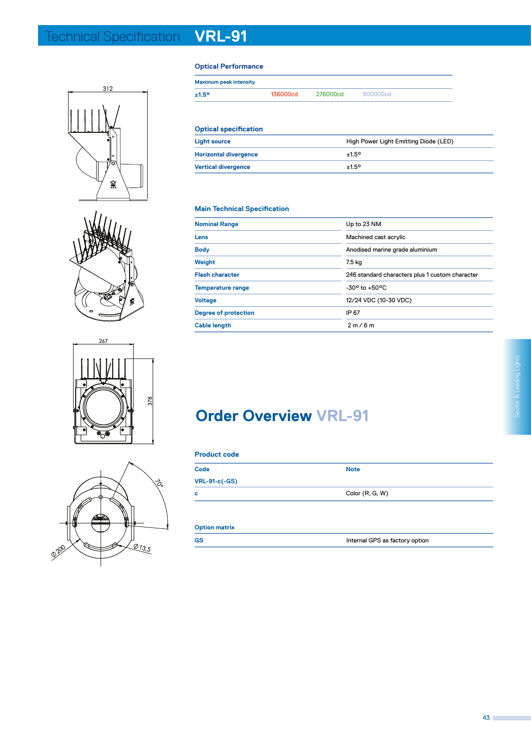# Technical Specification VRL-91

312

267

378

70°

Ø 200

Ø 13,5

## Optical Performance

| Maximum peak intensity | | | |
|---|---|---|---|
| ±1.5° | 136000cd | 276000cd | 500000cd |

## Optical specification

| | |
|---|---|
| Light source | High Power Light Emitting Diode (LED) |
| Horizontal divergence | ±1.5° |
| Vertical divergence | ±1.5° |

## Main Technical Specification

| | |
|---|---|
| Nominal Range | Up to 23 NM |
| Lens | Machined cast acrylic |
| Body | Anodised marine grade aluminium |
| Weight | 7.5 kg |
| Flash character | 246 standard characters plus 1 custom character |
| Temperature range | -30° to +50°C |
| Voltage | 12/24 VDC (10-30 VDC) |
| Degree of protection | IP 67 |
| Cable length | 2 m / 6 m |

# Order Overview VRL-91

## Product code

| Code | Note |
|---|---|
| VRL-91-c(-GS) | |
| c | Color (R, G, W) |

## Option matrix

| | |
|---|---|
| GS | Internal GPS as factory option |

Sector & Leading Lights